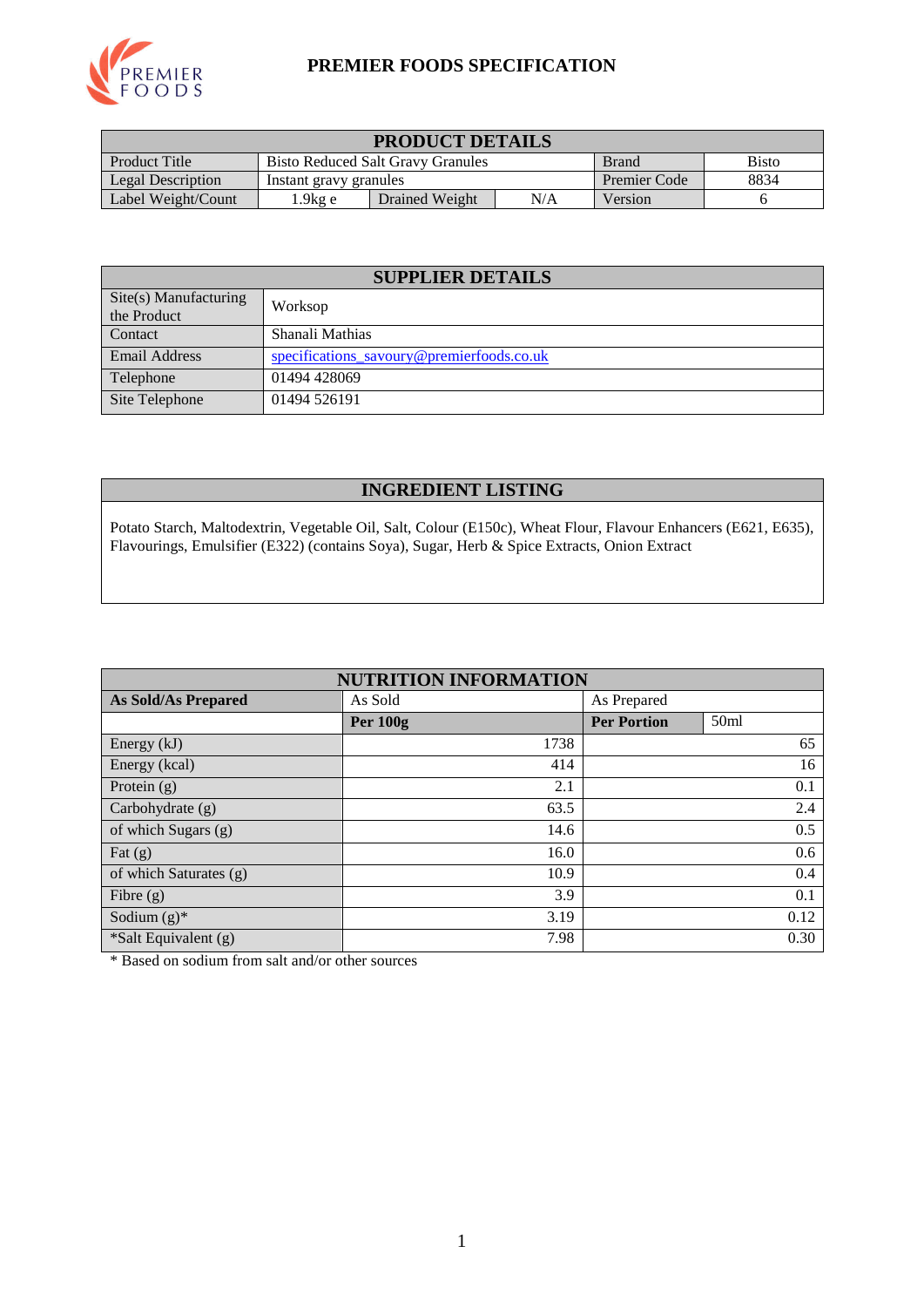# PREMIER FOODS SPECIFICATION

| PRODUCT DETAILS | | | | | |
|---|---|---|---|---|---|
| Product Title | Bisto Reduced Salt Gravy Granules | | | Brand | Bisto |
| Legal Description | Instant gravy granules | | | Premier Code | 8834 |
| Label Weight/Count | 1.9kg e | Drained Weight | N/A | Version | 6 |

| SUPPLIER DETAILS | |
|---|---|
| Site(s) Manufacturing the Product | Worksop |
| Contact | Shanali Mathias |
| Email Address | specifications_savoury@premierfoods.co.uk |
| Telephone | 01494 428069 |
| Site Telephone | 01494 526191 |

## INGREDIENT LISTING

Potato Starch, Maltodextrin, Vegetable Oil, Salt, Colour (E150c), Wheat Flour, Flavour Enhancers (E621, E635), Flavourings, Emulsifier (E322) (contains Soya), Sugar, Herb & Spice Extracts, Onion Extract

| NUTRITION INFORMATION | | | |
|---|---|---|---|
| **As Sold/As Prepared** | As Sold | As Prepared | |
| | **Per 100g** | **Per Portion** | 50ml |
| Energy (kJ) | 1738 | 65 | |
| Energy (kcal) | 414 | 16 | |
| Protein (g) | 2.1 | 0.1 | |
| Carbohydrate (g) | 63.5 | 2.4 | |
| of which Sugars (g) | 14.6 | 0.5 | |
| Fat (g) | 16.0 | 0.6 | |
| of which Saturates (g) | 10.9 | 0.4 | |
| Fibre (g) | 3.9 | 0.1 | |
| Sodium (g)* | 3.19 | 0.12 | |
| *Salt Equivalent (g) | 7.98 | 0.30 | |

* Based on sodium from salt and/or other sources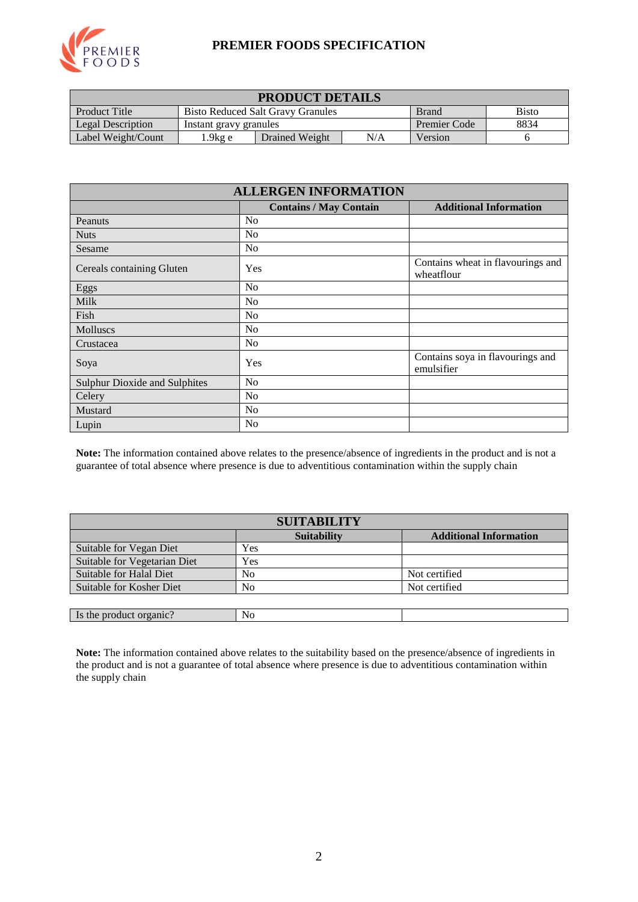# PREMIER FOODS SPECIFICATION

| PRODUCT DETAILS | | | | | |
|---|---|---|---|---|---|
| Product Title | Bisto Reduced Salt Gravy Granules | | | Brand | Bisto |
| Legal Description | Instant gravy granules | | | Premier Code | 8834 |
| Label Weight/Count | 1.9kg e | Drained Weight | N/A | Version | 6 |

| ALLERGEN INFORMATION | Contains / May Contain | Additional Information |
|---|---|---|
| Peanuts | No | |
| Nuts | No | |
| Sesame | No | |
| Cereals containing Gluten | Yes | Contains wheat in flavourings and wheatflour |
| Eggs | No | |
| Milk | No | |
| Fish | No | |
| Molluscs | No | |
| Crustacea | No | |
| Soya | Yes | Contains soya in flavourings and emulsifier |
| Sulphur Dioxide and Sulphites | No | |
| Celery | No | |
| Mustard | No | |
| Lupin | No | |

**Note:** The information contained above relates to the presence/absence of ingredients in the product and is not a guarantee of total absence where presence is due to adventitious contamination within the supply chain

| SUITABILITY | Suitability | Additional Information |
|---|---|---|
| Suitable for Vegan Diet | Yes | |
| Suitable for Vegetarian Diet | Yes | |
| Suitable for Halal Diet | No | Not certified |
| Suitable for Kosher Diet | No | Not certified |

| | | |
|---|---|---|
| Is the product organic? | No | |

**Note:** The information contained above relates to the suitability based on the presence/absence of ingredients in the product and is not a guarantee of total absence where presence is due to adventitious contamination within the supply chain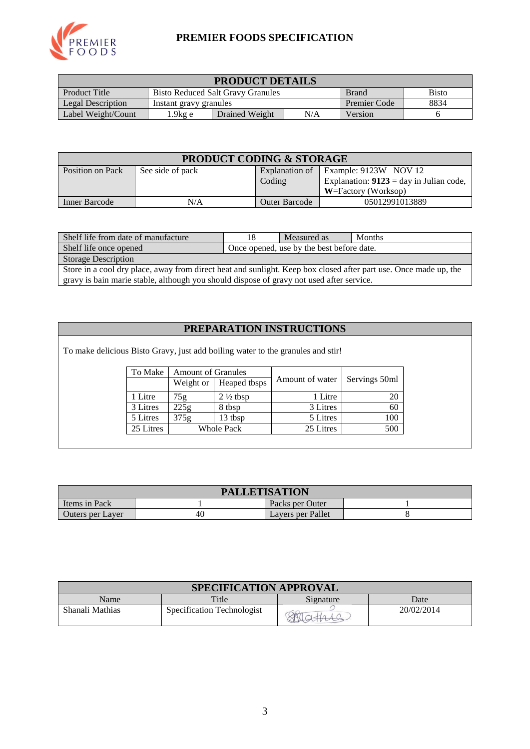# PREMIER FOODS SPECIFICATION

| PRODUCT DETAILS | | | | | | |
|---|---|---|---|---|---|---|
| Product Title | Bisto Reduced Salt Gravy Granules | | | | Brand | Bisto |
| Legal Description | Instant gravy granules | | | | Premier Code | 8834 |
| Label Weight/Count | 1.9kg e | Drained Weight | N/A | | Version | 6 |

| PRODUCT CODING & STORAGE | | | |
|---|---|---|---|
| Position on Pack | See side of pack | Explanation of Coding | Example: 9123W NOV 12<br>Explanation: **9123** = day in Julian code, **W**=Factory (Worksop) |
| Inner Barcode | N/A | Outer Barcode | 05012991013889 |

| | | | |
|---|---|---|---|
| Shelf life from date of manufacture | 18 | Measured as | Months |
| Shelf life once opened | Once opened, use by the best before date. | | |
| Storage Description | | | |
| Store in a cool dry place, away from direct heat and sunlight. Keep box closed after part use. Once made up, the gravy is bain marie stable, although you should dispose of gravy not used after service. | | | |

## PREPARATION INSTRUCTIONS

To make delicious Bisto Gravy, just add boiling water to the granules and stir!

| To Make | Amount of Granules | | Amount of water | Servings 50ml |
|---|---|---|---|---|
| | Weight or | Heaped tbsps | | |
| 1 Litre | 75g | 2 ½ tbsp | 1 Litre | 20 |
| 3 Litres | 225g | 8 tbsp | 3 Litres | 60 |
| 5 Litres | 375g | 13 tbsp | 5 Litres | 100 |
| 25 Litres | Whole Pack | | 25 Litres | 500 |

| PALLETISATION | | | |
|---|---|---|---|
| Items in Pack | 1 | Packs per Outer | 1 |
| Outers per Layer | 40 | Layers per Pallet | 8 |

| SPECIFICATION APPROVAL | | | |
|---|---|---|---|
| Name | Title | Signature | Date |
| Shanali Mathias | Specification Technologist | SMathias | 20/02/2014 |